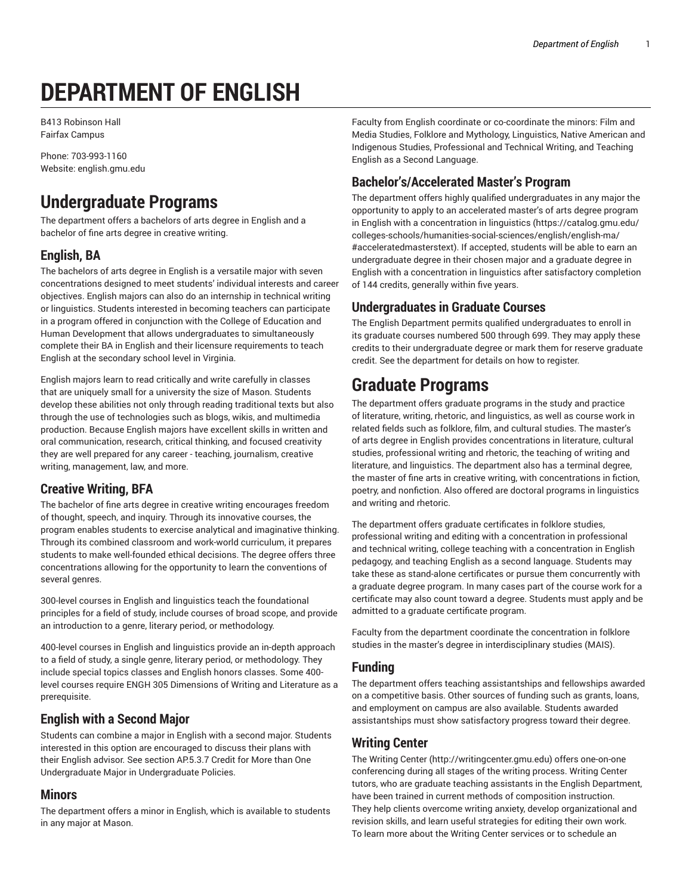# DEPARTMENT OF ENGLISH

B413 Robinson Hall
Fairfax Campus

Phone: 703-993-1160
Website: english.gmu.edu

# Undergraduate Programs

The department offers a bachelors of arts degree in English and a bachelor of fine arts degree in creative writing.

## English, BA

The bachelors of arts degree in English is a versatile major with seven concentrations designed to meet students' individual interests and career objectives. English majors can also do an internship in technical writing or linguistics. Students interested in becoming teachers can participate in a program offered in conjunction with the College of Education and Human Development that allows undergraduates to simultaneously complete their BA in English and their licensure requirements to teach English at the secondary school level in Virginia.

English majors learn to read critically and write carefully in classes that are uniquely small for a university the size of Mason. Students develop these abilities not only through reading traditional texts but also through the use of technologies such as blogs, wikis, and multimedia production. Because English majors have excellent skills in written and oral communication, research, critical thinking, and focused creativity they are well prepared for any career - teaching, journalism, creative writing, management, law, and more.

## Creative Writing, BFA

The bachelor of fine arts degree in creative writing encourages freedom of thought, speech, and inquiry. Through its innovative courses, the program enables students to exercise analytical and imaginative thinking. Through its combined classroom and work-world curriculum, it prepares students to make well-founded ethical decisions. The degree offers three concentrations allowing for the opportunity to learn the conventions of several genres.

300-level courses in English and linguistics teach the foundational principles for a field of study, include courses of broad scope, and provide an introduction to a genre, literary period, or methodology.

400-level courses in English and linguistics provide an in-depth approach to a field of study, a single genre, literary period, or methodology. They include special topics classes and English honors classes. Some 400-level courses require ENGH 305 Dimensions of Writing and Literature as a prerequisite.

## English with a Second Major

Students can combine a major in English with a second major. Students interested in this option are encouraged to discuss their plans with their English advisor. See section AP.5.3.7 Credit for More than One Undergraduate Major in Undergraduate Policies.

## Minors

The department offers a minor in English, which is available to students in any major at Mason.

Faculty from English coordinate or co-coordinate the minors: Film and Media Studies, Folklore and Mythology, Linguistics, Native American and Indigenous Studies, Professional and Technical Writing, and Teaching English as a Second Language.

## Bachelor's/Accelerated Master's Program

The department offers highly qualified undergraduates in any major the opportunity to apply to an accelerated master's of arts degree program in English with a concentration in linguistics (https://catalog.gmu.edu/colleges-schools/humanities-social-sciences/english/english-ma/#acceleratedmasterstext). If accepted, students will be able to earn an undergraduate degree in their chosen major and a graduate degree in English with a concentration in linguistics after satisfactory completion of 144 credits, generally within five years.

## Undergraduates in Graduate Courses

The English Department permits qualified undergraduates to enroll in its graduate courses numbered 500 through 699. They may apply these credits to their undergraduate degree or mark them for reserve graduate credit. See the department for details on how to register.

# Graduate Programs

The department offers graduate programs in the study and practice of literature, writing, rhetoric, and linguistics, as well as course work in related fields such as folklore, film, and cultural studies. The master's of arts degree in English provides concentrations in literature, cultural studies, professional writing and rhetoric, the teaching of writing and literature, and linguistics. The department also has a terminal degree, the master of fine arts in creative writing, with concentrations in fiction, poetry, and nonfiction. Also offered are doctoral programs in linguistics and writing and rhetoric.

The department offers graduate certificates in folklore studies, professional writing and editing with a concentration in professional and technical writing, college teaching with a concentration in English pedagogy, and teaching English as a second language. Students may take these as stand-alone certificates or pursue them concurrently with a graduate degree program. In many cases part of the course work for a certificate may also count toward a degree. Students must apply and be admitted to a graduate certificate program.

Faculty from the department coordinate the concentration in folklore studies in the master's degree in interdisciplinary studies (MAIS).

## Funding

The department offers teaching assistantships and fellowships awarded on a competitive basis. Other sources of funding such as grants, loans, and employment on campus are also available. Students awarded assistantships must show satisfactory progress toward their degree.

## Writing Center

The Writing Center (http://writingcenter.gmu.edu) offers one-on-one conferencing during all stages of the writing process. Writing Center tutors, who are graduate teaching assistants in the English Department, have been trained in current methods of composition instruction. They help clients overcome writing anxiety, develop organizational and revision skills, and learn useful strategies for editing their own work. To learn more about the Writing Center services or to schedule an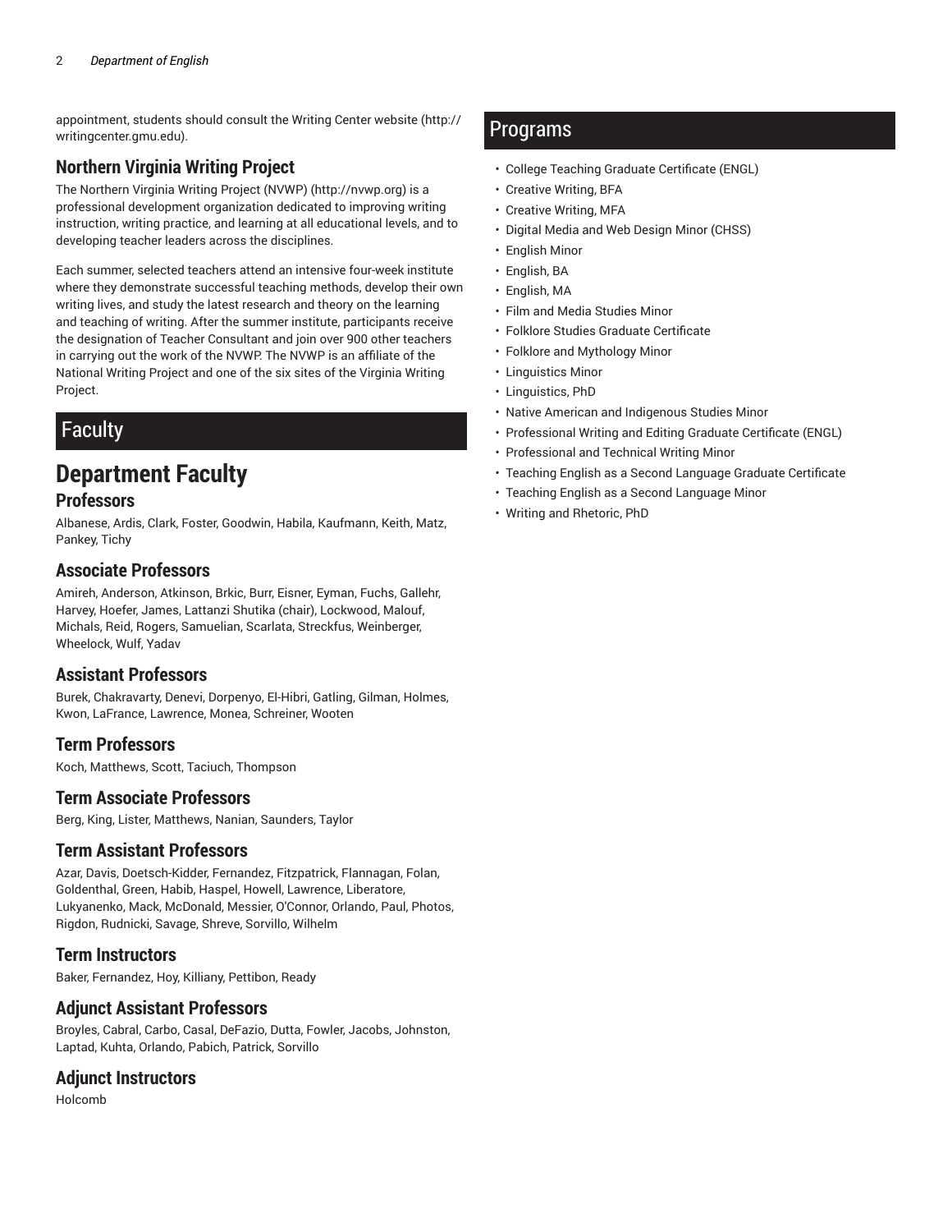appointment, students should consult the Writing Center website (http://writingcenter.gmu.edu).

### Northern Virginia Writing Project

The Northern Virginia Writing Project (NVWP) (http://nvwp.org) is a professional development organization dedicated to improving writing instruction, writing practice, and learning at all educational levels, and to developing teacher leaders across the disciplines.

Each summer, selected teachers attend an intensive four-week institute where they demonstrate successful teaching methods, develop their own writing lives, and study the latest research and theory on the learning and teaching of writing. After the summer institute, participants receive the designation of Teacher Consultant and join over 900 other teachers in carrying out the work of the NVWP. The NVWP is an affiliate of the National Writing Project and one of the six sites of the Virginia Writing Project.

## Faculty

# Department Faculty

### Professors

Albanese, Ardis, Clark, Foster, Goodwin, Habila, Kaufmann, Keith, Matz, Pankey, Tichy

### Associate Professors

Amireh, Anderson, Atkinson, Brkic, Burr, Eisner, Eyman, Fuchs, Gallehr, Harvey, Hoefer, James, Lattanzi Shutika (chair), Lockwood, Malouf, Michals, Reid, Rogers, Samuelian, Scarlata, Streckfus, Weinberger, Wheelock, Wulf, Yadav

### Assistant Professors

Burek, Chakravarty, Denevi, Dorpenyo, El-Hibri, Gatling, Gilman, Holmes, Kwon, LaFrance, Lawrence, Monea, Schreiner, Wooten

### Term Professors

Koch, Matthews, Scott, Taciuch, Thompson

### Term Associate Professors

Berg, King, Lister, Matthews, Nanian, Saunders, Taylor

### Term Assistant Professors

Azar, Davis, Doetsch-Kidder, Fernandez, Fitzpatrick, Flannagan, Folan, Goldenthal, Green, Habib, Haspel, Howell, Lawrence, Liberatore, Lukyanenko, Mack, McDonald, Messier, O'Connor, Orlando, Paul, Photos, Rigdon, Rudnicki, Savage, Shreve, Sorvillo, Wilhelm

### Term Instructors

Baker, Fernandez, Hoy, Killiany, Pettibon, Ready

### Adjunct Assistant Professors

Broyles, Cabral, Carbo, Casal, DeFazio, Dutta, Fowler, Jacobs, Johnston, Laptad, Kuhta, Orlando, Pabich, Patrick, Sorvillo

### Adjunct Instructors

Holcomb

## Programs

- College Teaching Graduate Certificate (ENGL)
- Creative Writing, BFA
- Creative Writing, MFA
- Digital Media and Web Design Minor (CHSS)
- English Minor
- English, BA
- English, MA
- Film and Media Studies Minor
- Folklore Studies Graduate Certificate
- Folklore and Mythology Minor
- Linguistics Minor
- Linguistics, PhD
- Native American and Indigenous Studies Minor
- Professional Writing and Editing Graduate Certificate (ENGL)
- Professional and Technical Writing Minor
- Teaching English as a Second Language Graduate Certificate
- Teaching English as a Second Language Minor
- Writing and Rhetoric, PhD